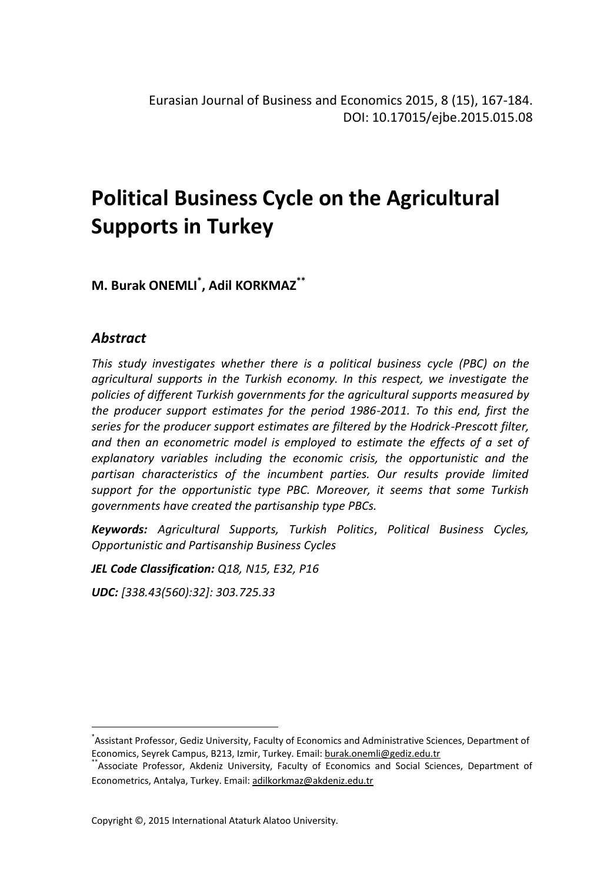# Political Business Cycle on the Agricultural Supports in Turkey

**M. Burak ONEMLI[*], Adil KORKMAZ[**]**

## *Abstract*

*This study investigates whether there is a political business cycle (PBC) on the agricultural supports in the Turkish economy. In this respect, we investigate the policies of different Turkish governments for the agricultural supports measured by the producer support estimates for the period 1986-2011. To this end, first the series for the producer support estimates are filtered by the Hodrick-Prescott filter, and then an econometric model is employed to estimate the effects of a set of explanatory variables including the economic crisis, the opportunistic and the partisan characteristics of the incumbent parties. Our results provide limited support for the opportunistic type PBC. Moreover, it seems that some Turkish governments have created the partisanship type PBCs.*

***Keywords:*** *Agricultural Supports, Turkish Politics, Political Business Cycles, Opportunistic and Partisanship Business Cycles*

***JEL Code Classification:*** *Q18, N15, E32, P16*

***UDC:*** *[338.43(560):32]: 303.725.33*

---

[*] Assistant Professor, Gediz University, Faculty of Economics and Administrative Sciences, Department of Economics, Seyrek Campus, B213, Izmir, Turkey. Email: burak.onemli@gediz.edu.tr

[**] Associate Professor, Akdeniz University, Faculty of Economics and Social Sciences, Department of Econometrics, Antalya, Turkey. Email: adilkorkmaz@akdeniz.edu.tr

Copyright ©, 2015 International Ataturk Alatoo University.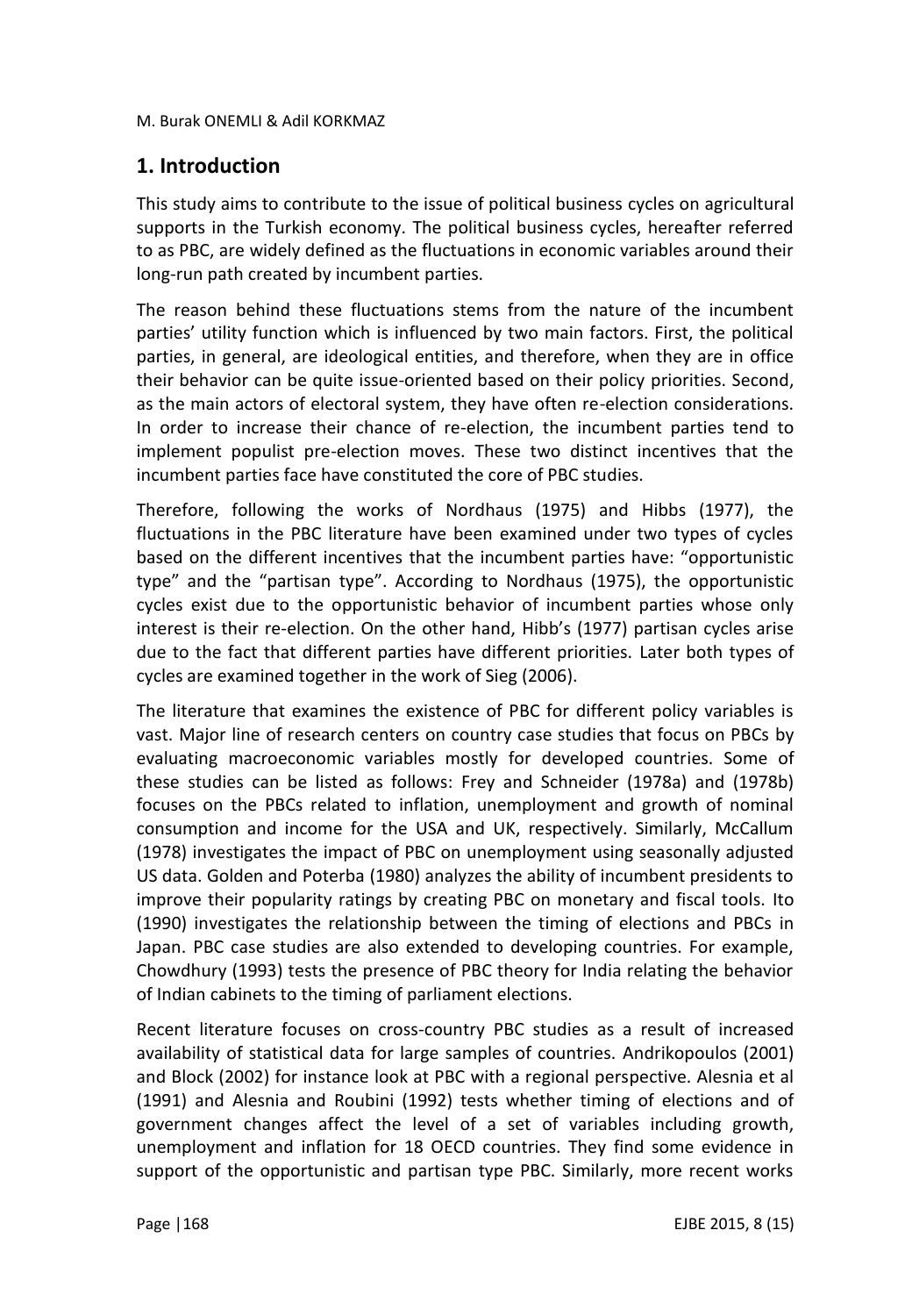## 1. Introduction

This study aims to contribute to the issue of political business cycles on agricultural supports in the Turkish economy. The political business cycles, hereafter referred to as PBC, are widely defined as the fluctuations in economic variables around their long-run path created by incumbent parties.

The reason behind these fluctuations stems from the nature of the incumbent parties' utility function which is influenced by two main factors. First, the political parties, in general, are ideological entities, and therefore, when they are in office their behavior can be quite issue-oriented based on their policy priorities. Second, as the main actors of electoral system, they have often re-election considerations. In order to increase their chance of re-election, the incumbent parties tend to implement populist pre-election moves. These two distinct incentives that the incumbent parties face have constituted the core of PBC studies.

Therefore, following the works of Nordhaus (1975) and Hibbs (1977), the fluctuations in the PBC literature have been examined under two types of cycles based on the different incentives that the incumbent parties have: "opportunistic type" and the "partisan type". According to Nordhaus (1975), the opportunistic cycles exist due to the opportunistic behavior of incumbent parties whose only interest is their re-election. On the other hand, Hibb's (1977) partisan cycles arise due to the fact that different parties have different priorities. Later both types of cycles are examined together in the work of Sieg (2006).

The literature that examines the existence of PBC for different policy variables is vast. Major line of research centers on country case studies that focus on PBCs by evaluating macroeconomic variables mostly for developed countries. Some of these studies can be listed as follows: Frey and Schneider (1978a) and (1978b) focuses on the PBCs related to inflation, unemployment and growth of nominal consumption and income for the USA and UK, respectively. Similarly, McCallum (1978) investigates the impact of PBC on unemployment using seasonally adjusted US data. Golden and Poterba (1980) analyzes the ability of incumbent presidents to improve their popularity ratings by creating PBC on monetary and fiscal tools. Ito (1990) investigates the relationship between the timing of elections and PBCs in Japan. PBC case studies are also extended to developing countries. For example, Chowdhury (1993) tests the presence of PBC theory for India relating the behavior of Indian cabinets to the timing of parliament elections.

Recent literature focuses on cross-country PBC studies as a result of increased availability of statistical data for large samples of countries. Andrikopoulos (2001) and Block (2002) for instance look at PBC with a regional perspective. Alesnia et al (1991) and Alesnia and Roubini (1992) tests whether timing of elections and of government changes affect the level of a set of variables including growth, unemployment and inflation for 18 OECD countries. They find some evidence in support of the opportunistic and partisan type PBC. Similarly, more recent works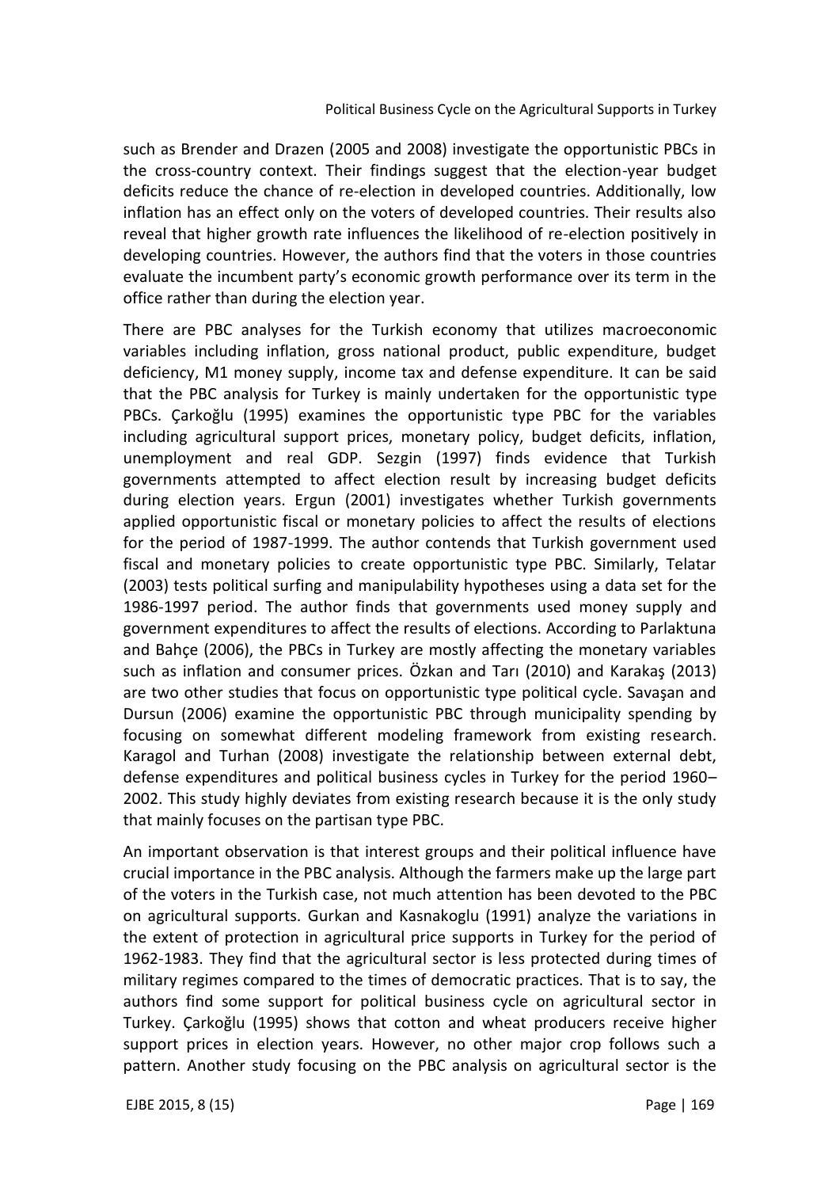such as Brender and Drazen (2005 and 2008) investigate the opportunistic PBCs in the cross-country context. Their findings suggest that the election-year budget deficits reduce the chance of re-election in developed countries. Additionally, low inflation has an effect only on the voters of developed countries. Their results also reveal that higher growth rate influences the likelihood of re-election positively in developing countries. However, the authors find that the voters in those countries evaluate the incumbent party's economic growth performance over its term in the office rather than during the election year.

There are PBC analyses for the Turkish economy that utilizes macroeconomic variables including inflation, gross national product, public expenditure, budget deficiency, M1 money supply, income tax and defense expenditure. It can be said that the PBC analysis for Turkey is mainly undertaken for the opportunistic type PBCs. Çarkoğlu (1995) examines the opportunistic type PBC for the variables including agricultural support prices, monetary policy, budget deficits, inflation, unemployment and real GDP. Sezgin (1997) finds evidence that Turkish governments attempted to affect election result by increasing budget deficits during election years. Ergun (2001) investigates whether Turkish governments applied opportunistic fiscal or monetary policies to affect the results of elections for the period of 1987-1999. The author contends that Turkish government used fiscal and monetary policies to create opportunistic type PBC. Similarly, Telatar (2003) tests political surfing and manipulability hypotheses using a data set for the 1986-1997 period. The author finds that governments used money supply and government expenditures to affect the results of elections. According to Parlaktuna and Bahçe (2006), the PBCs in Turkey are mostly affecting the monetary variables such as inflation and consumer prices. Özkan and Tarı (2010) and Karakaş (2013) are two other studies that focus on opportunistic type political cycle. Savaşan and Dursun (2006) examine the opportunistic PBC through municipality spending by focusing on somewhat different modeling framework from existing research. Karagol and Turhan (2008) investigate the relationship between external debt, defense expenditures and political business cycles in Turkey for the period 1960–2002. This study highly deviates from existing research because it is the only study that mainly focuses on the partisan type PBC.

An important observation is that interest groups and their political influence have crucial importance in the PBC analysis. Although the farmers make up the large part of the voters in the Turkish case, not much attention has been devoted to the PBC on agricultural supports. Gurkan and Kasnakoglu (1991) analyze the variations in the extent of protection in agricultural price supports in Turkey for the period of 1962-1983. They find that the agricultural sector is less protected during times of military regimes compared to the times of democratic practices. That is to say, the authors find some support for political business cycle on agricultural sector in Turkey. Çarkoğlu (1995) shows that cotton and wheat producers receive higher support prices in election years. However, no other major crop follows such a pattern. Another study focusing on the PBC analysis on agricultural sector is the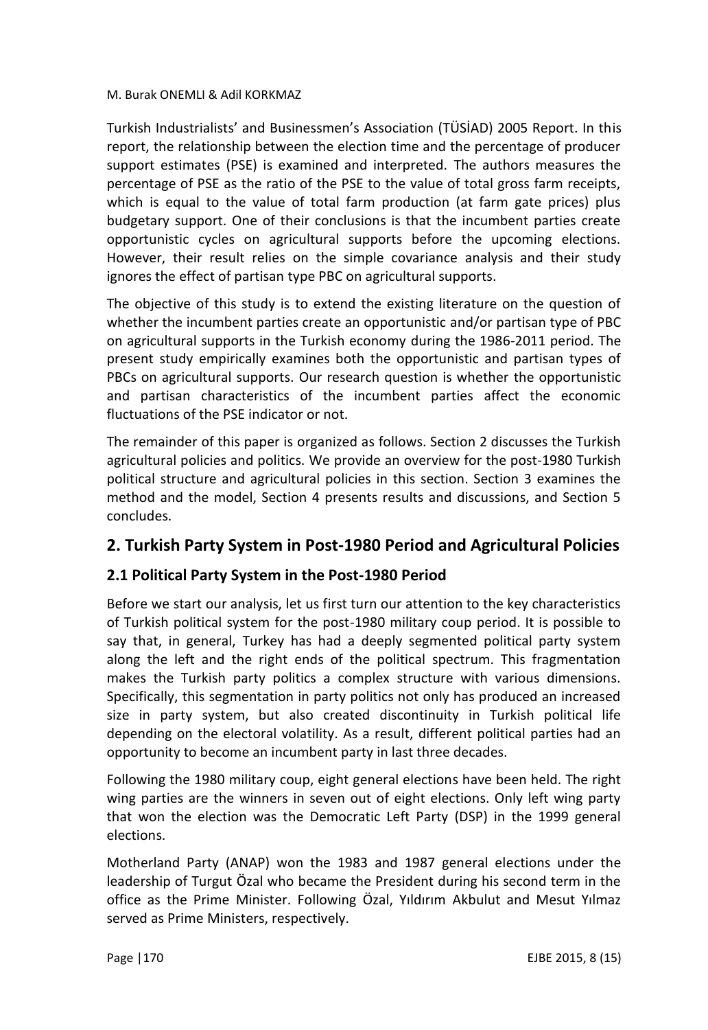Turkish Industrialists' and Businessmen's Association (TÜSİAD) 2005 Report. In this report, the relationship between the election time and the percentage of producer support estimates (PSE) is examined and interpreted. The authors measures the percentage of PSE as the ratio of the PSE to the value of total gross farm receipts, which is equal to the value of total farm production (at farm gate prices) plus budgetary support. One of their conclusions is that the incumbent parties create opportunistic cycles on agricultural supports before the upcoming elections. However, their result relies on the simple covariance analysis and their study ignores the effect of partisan type PBC on agricultural supports.

The objective of this study is to extend the existing literature on the question of whether the incumbent parties create an opportunistic and/or partisan type of PBC on agricultural supports in the Turkish economy during the 1986-2011 period. The present study empirically examines both the opportunistic and partisan types of PBCs on agricultural supports. Our research question is whether the opportunistic and partisan characteristics of the incumbent parties affect the economic fluctuations of the PSE indicator or not.

The remainder of this paper is organized as follows. Section 2 discusses the Turkish agricultural policies and politics. We provide an overview for the post-1980 Turkish political structure and agricultural policies in this section. Section 3 examines the method and the model, Section 4 presents results and discussions, and Section 5 concludes.

## 2. Turkish Party System in Post-1980 Period and Agricultural Policies

### 2.1 Political Party System in the Post-1980 Period

Before we start our analysis, let us first turn our attention to the key characteristics of Turkish political system for the post-1980 military coup period. It is possible to say that, in general, Turkey has had a deeply segmented political party system along the left and the right ends of the political spectrum. This fragmentation makes the Turkish party politics a complex structure with various dimensions. Specifically, this segmentation in party politics not only has produced an increased size in party system, but also created discontinuity in Turkish political life depending on the electoral volatility. As a result, different political parties had an opportunity to become an incumbent party in last three decades.

Following the 1980 military coup, eight general elections have been held. The right wing parties are the winners in seven out of eight elections. Only left wing party that won the election was the Democratic Left Party (DSP) in the 1999 general elections.

Motherland Party (ANAP) won the 1983 and 1987 general elections under the leadership of Turgut Özal who became the President during his second term in the office as the Prime Minister. Following Özal, Yıldırım Akbulut and Mesut Yılmaz served as Prime Ministers, respectively.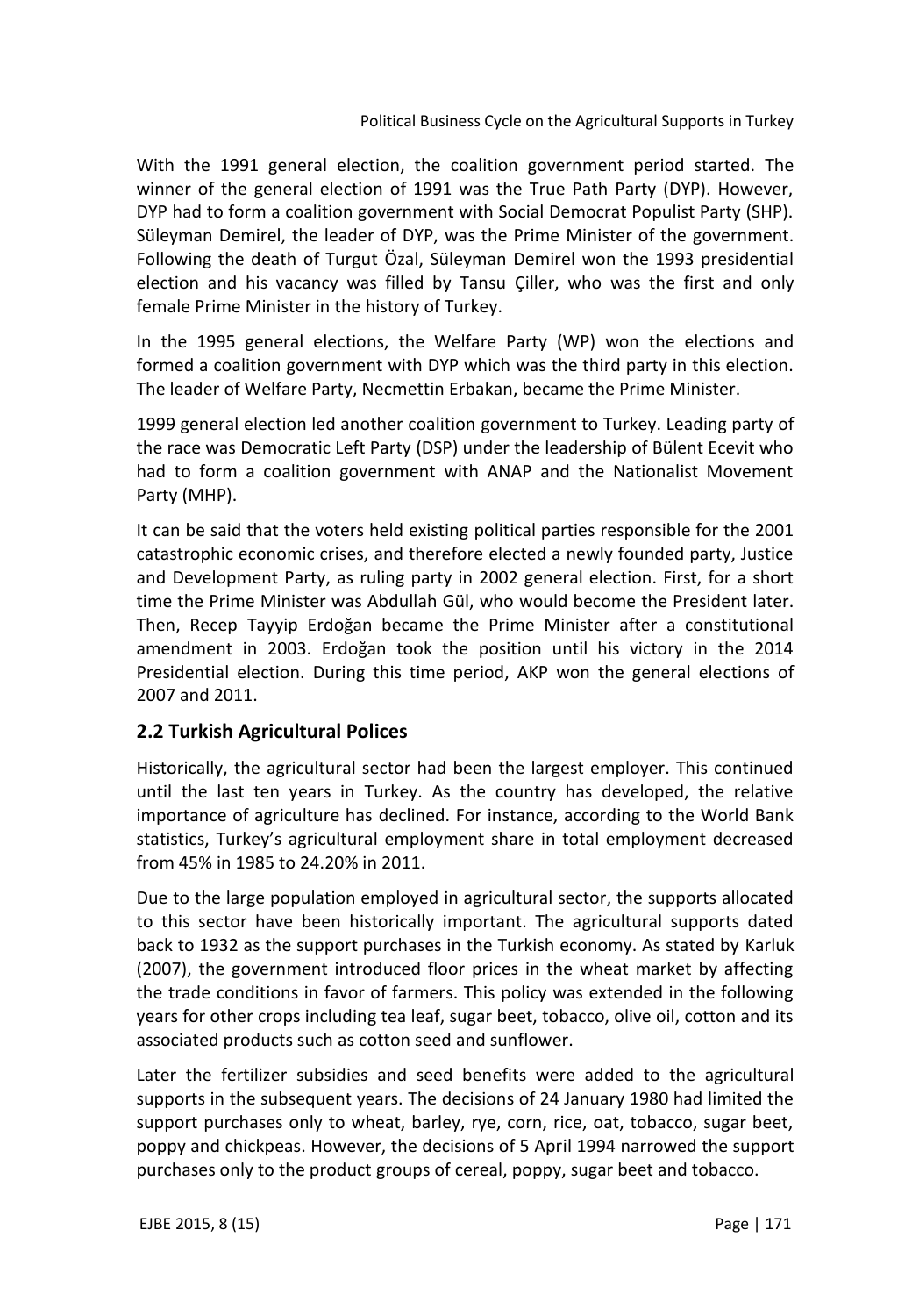With the 1991 general election, the coalition government period started. The winner of the general election of 1991 was the True Path Party (DYP). However, DYP had to form a coalition government with Social Democrat Populist Party (SHP). Süleyman Demirel, the leader of DYP, was the Prime Minister of the government. Following the death of Turgut Özal, Süleyman Demirel won the 1993 presidential election and his vacancy was filled by Tansu Çiller, who was the first and only female Prime Minister in the history of Turkey.

In the 1995 general elections, the Welfare Party (WP) won the elections and formed a coalition government with DYP which was the third party in this election. The leader of Welfare Party, Necmettin Erbakan, became the Prime Minister.

1999 general election led another coalition government to Turkey. Leading party of the race was Democratic Left Party (DSP) under the leadership of Bülent Ecevit who had to form a coalition government with ANAP and the Nationalist Movement Party (MHP).

It can be said that the voters held existing political parties responsible for the 2001 catastrophic economic crises, and therefore elected a newly founded party, Justice and Development Party, as ruling party in 2002 general election. First, for a short time the Prime Minister was Abdullah Gül, who would become the President later. Then, Recep Tayyip Erdoğan became the Prime Minister after a constitutional amendment in 2003. Erdoğan took the position until his victory in the 2014 Presidential election. During this time period, AKP won the general elections of 2007 and 2011.

## 2.2 Turkish Agricultural Polices

Historically, the agricultural sector had been the largest employer. This continued until the last ten years in Turkey. As the country has developed, the relative importance of agriculture has declined. For instance, according to the World Bank statistics, Turkey's agricultural employment share in total employment decreased from 45% in 1985 to 24.20% in 2011.

Due to the large population employed in agricultural sector, the supports allocated to this sector have been historically important. The agricultural supports dated back to 1932 as the support purchases in the Turkish economy. As stated by Karluk (2007), the government introduced floor prices in the wheat market by affecting the trade conditions in favor of farmers. This policy was extended in the following years for other crops including tea leaf, sugar beet, tobacco, olive oil, cotton and its associated products such as cotton seed and sunflower.

Later the fertilizer subsidies and seed benefits were added to the agricultural supports in the subsequent years. The decisions of 24 January 1980 had limited the support purchases only to wheat, barley, rye, corn, rice, oat, tobacco, sugar beet, poppy and chickpeas. However, the decisions of 5 April 1994 narrowed the support purchases only to the product groups of cereal, poppy, sugar beet and tobacco.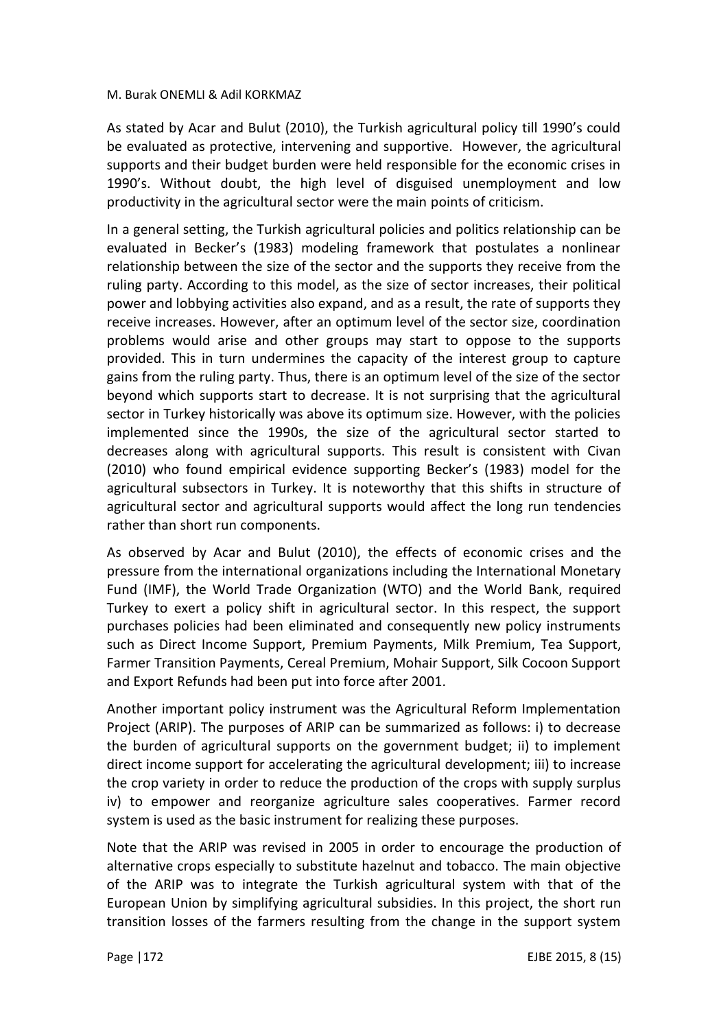As stated by Acar and Bulut (2010), the Turkish agricultural policy till 1990's could be evaluated as protective, intervening and supportive. However, the agricultural supports and their budget burden were held responsible for the economic crises in 1990's. Without doubt, the high level of disguised unemployment and low productivity in the agricultural sector were the main points of criticism.

In a general setting, the Turkish agricultural policies and politics relationship can be evaluated in Becker's (1983) modeling framework that postulates a nonlinear relationship between the size of the sector and the supports they receive from the ruling party. According to this model, as the size of sector increases, their political power and lobbying activities also expand, and as a result, the rate of supports they receive increases. However, after an optimum level of the sector size, coordination problems would arise and other groups may start to oppose to the supports provided. This in turn undermines the capacity of the interest group to capture gains from the ruling party. Thus, there is an optimum level of the size of the sector beyond which supports start to decrease. It is not surprising that the agricultural sector in Turkey historically was above its optimum size. However, with the policies implemented since the 1990s, the size of the agricultural sector started to decreases along with agricultural supports. This result is consistent with Civan (2010) who found empirical evidence supporting Becker's (1983) model for the agricultural subsectors in Turkey. It is noteworthy that this shifts in structure of agricultural sector and agricultural supports would affect the long run tendencies rather than short run components.

As observed by Acar and Bulut (2010), the effects of economic crises and the pressure from the international organizations including the International Monetary Fund (IMF), the World Trade Organization (WTO) and the World Bank, required Turkey to exert a policy shift in agricultural sector. In this respect, the support purchases policies had been eliminated and consequently new policy instruments such as Direct Income Support, Premium Payments, Milk Premium, Tea Support, Farmer Transition Payments, Cereal Premium, Mohair Support, Silk Cocoon Support and Export Refunds had been put into force after 2001.

Another important policy instrument was the Agricultural Reform Implementation Project (ARIP). The purposes of ARIP can be summarized as follows: i) to decrease the burden of agricultural supports on the government budget; ii) to implement direct income support for accelerating the agricultural development; iii) to increase the crop variety in order to reduce the production of the crops with supply surplus iv) to empower and reorganize agriculture sales cooperatives. Farmer record system is used as the basic instrument for realizing these purposes.

Note that the ARIP was revised in 2005 in order to encourage the production of alternative crops especially to substitute hazelnut and tobacco. The main objective of the ARIP was to integrate the Turkish agricultural system with that of the European Union by simplifying agricultural subsidies. In this project, the short run transition losses of the farmers resulting from the change in the support system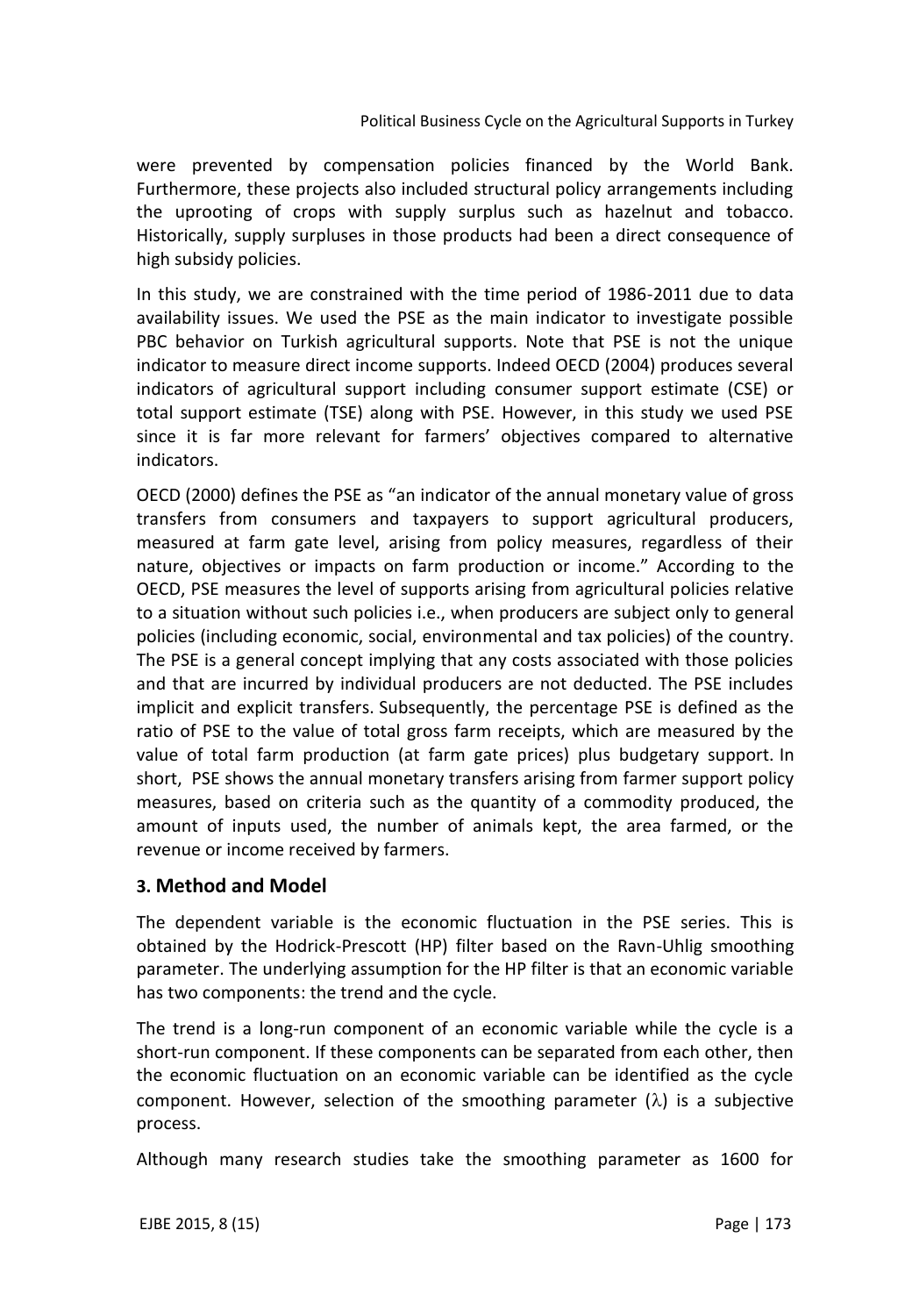were prevented by compensation policies financed by the World Bank. Furthermore, these projects also included structural policy arrangements including the uprooting of crops with supply surplus such as hazelnut and tobacco. Historically, supply surpluses in those products had been a direct consequence of high subsidy policies.

In this study, we are constrained with the time period of 1986-2011 due to data availability issues. We used the PSE as the main indicator to investigate possible PBC behavior on Turkish agricultural supports. Note that PSE is not the unique indicator to measure direct income supports. Indeed OECD (2004) produces several indicators of agricultural support including consumer support estimate (CSE) or total support estimate (TSE) along with PSE. However, in this study we used PSE since it is far more relevant for farmers' objectives compared to alternative indicators.

OECD (2000) defines the PSE as "an indicator of the annual monetary value of gross transfers from consumers and taxpayers to support agricultural producers, measured at farm gate level, arising from policy measures, regardless of their nature, objectives or impacts on farm production or income." According to the OECD, PSE measures the level of supports arising from agricultural policies relative to a situation without such policies i.e., when producers are subject only to general policies (including economic, social, environmental and tax policies) of the country. The PSE is a general concept implying that any costs associated with those policies and that are incurred by individual producers are not deducted. The PSE includes implicit and explicit transfers. Subsequently, the percentage PSE is defined as the ratio of PSE to the value of total gross farm receipts, which are measured by the value of total farm production (at farm gate prices) plus budgetary support. In short, PSE shows the annual monetary transfers arising from farmer support policy measures, based on criteria such as the quantity of a commodity produced, the amount of inputs used, the number of animals kept, the area farmed, or the revenue or income received by farmers.

## 3. Method and Model

The dependent variable is the economic fluctuation in the PSE series. This is obtained by the Hodrick-Prescott (HP) filter based on the Ravn-Uhlig smoothing parameter. The underlying assumption for the HP filter is that an economic variable has two components: the trend and the cycle.

The trend is a long-run component of an economic variable while the cycle is a short-run component. If these components can be separated from each other, then the economic fluctuation on an economic variable can be identified as the cycle component. However, selection of the smoothing parameter ($\lambda$) is a subjective process.

Although many research studies take the smoothing parameter as 1600 for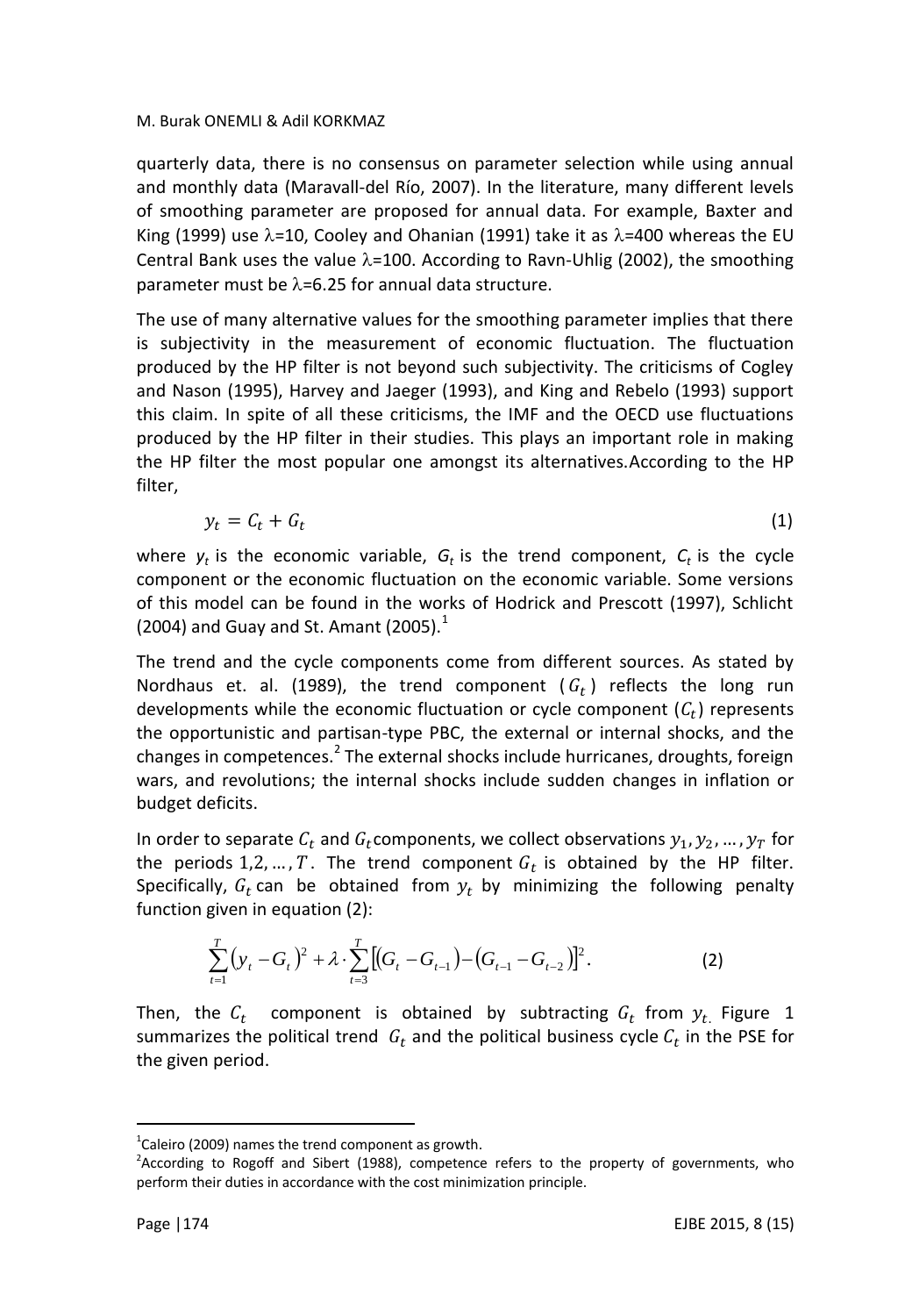quarterly data, there is no consensus on parameter selection while using annual and monthly data (Maravall-del Río, 2007). In the literature, many different levels of smoothing parameter are proposed for annual data. For example, Baxter and King (1999) use $\lambda$=10, Cooley and Ohanian (1991) take it as $\lambda$=400 whereas the EU Central Bank uses the value $\lambda$=100. According to Ravn-Uhlig (2002), the smoothing parameter must be $\lambda$=6.25 for annual data structure.

The use of many alternative values for the smoothing parameter implies that there is subjectivity in the measurement of economic fluctuation. The fluctuation produced by the HP filter is not beyond such subjectivity. The criticisms of Cogley and Nason (1995), Harvey and Jaeger (1993), and King and Rebelo (1993) support this claim. In spite of all these criticisms, the IMF and the OECD use fluctuations produced by the HP filter in their studies. This plays an important role in making the HP filter the most popular one amongst its alternatives.According to the HP filter,

$$y_t = C_t + G_t \tag{1}$$

where $y_t$ is the economic variable, $G_t$ is the trend component, $C_t$ is the cycle component or the economic fluctuation on the economic variable. Some versions of this model can be found in the works of Hodrick and Prescott (1997), Schlicht (2004) and Guay and St. Amant (2005).[1]

The trend and the cycle components come from different sources. As stated by Nordhaus et. al. (1989), the trend component ($G_t$) reflects the long run developments while the economic fluctuation or cycle component ($C_t$) represents the opportunistic and partisan-type PBC, the external or internal shocks, and the changes in competences.[2] The external shocks include hurricanes, droughts, foreign wars, and revolutions; the internal shocks include sudden changes in inflation or budget deficits.

In order to separate $C_t$ and $G_t$ components, we collect observations $y_1, y_2, \ldots, y_T$ for the periods $1, 2, \ldots, T$. The trend component $G_t$ is obtained by the HP filter. Specifically, $G_t$ can be obtained from $y_t$ by minimizing the following penalty function given in equation (2):

$$\sum_{t=1}^{T} (y_t - G_t)^2 + \lambda \cdot \sum_{t=3}^{T} \left[ (G_t - G_{t-1}) - (G_{t-1} - G_{t-2}) \right]^2. \tag{2}$$

Then, the $C_t$ component is obtained by subtracting $G_t$ from $y_t$. Figure 1 summarizes the political trend $G_t$ and the political business cycle $C_t$ in the PSE for the given period.

---

[1] Caleiro (2009) names the trend component as growth.

[2] According to Rogoff and Sibert (1988), competence refers to the property of governments, who perform their duties in accordance with the cost minimization principle.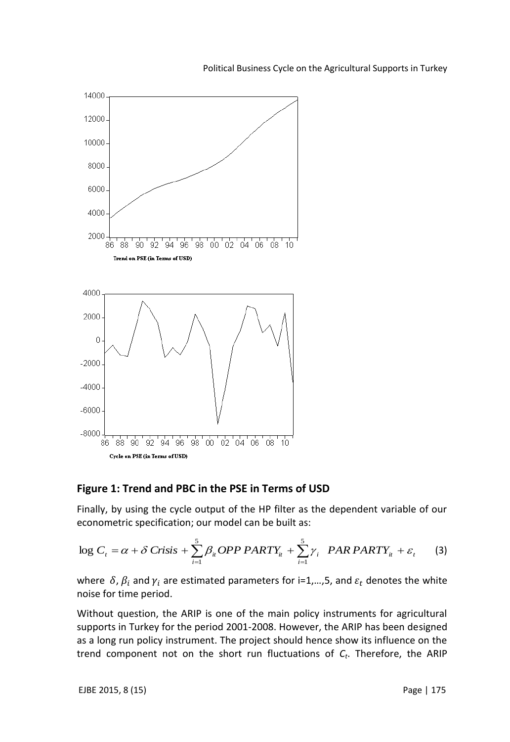**Figure 1: Trend and PBC in the PSE in Terms of USD**

Finally, by using the cycle output of the HP filter as the dependent variable of our econometric specification; our model can be built as:

$$\log C_t = \alpha + \delta\, Crisis + \sum_{i=1}^{5} \beta_{it} OPP\ PARTY_{it} + \sum_{i=1}^{5} \gamma_i \ \ PAR\ PARTY_{it} + \varepsilon_t \qquad (3)$$

where $\delta$, $\beta_i$ and $\gamma_i$ are estimated parameters for i=1,…,5, and $\varepsilon_t$ denotes the white noise for time period.

Without question, the ARIP is one of the main policy instruments for agricultural supports in Turkey for the period 2001-2008. However, the ARIP has been designed as a long run policy instrument. The project should hence show its influence on the trend component not on the short run fluctuations of $C_t$. Therefore, the ARIP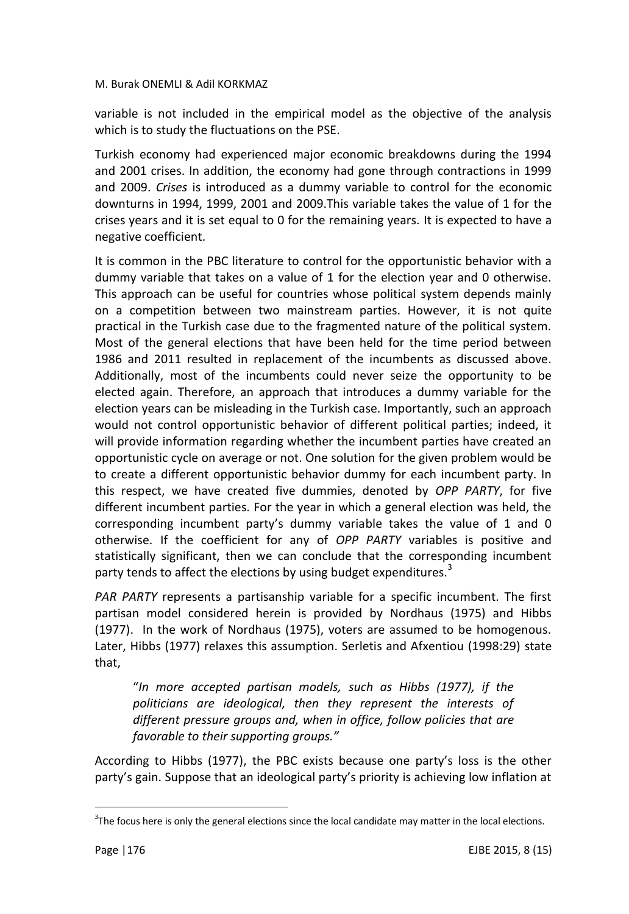variable is not included in the empirical model as the objective of the analysis which is to study the fluctuations on the PSE.

Turkish economy had experienced major economic breakdowns during the 1994 and 2001 crises. In addition, the economy had gone through contractions in 1999 and 2009. *Crises* is introduced as a dummy variable to control for the economic downturns in 1994, 1999, 2001 and 2009.This variable takes the value of 1 for the crises years and it is set equal to 0 for the remaining years. It is expected to have a negative coefficient.

It is common in the PBC literature to control for the opportunistic behavior with a dummy variable that takes on a value of 1 for the election year and 0 otherwise. This approach can be useful for countries whose political system depends mainly on a competition between two mainstream parties. However, it is not quite practical in the Turkish case due to the fragmented nature of the political system. Most of the general elections that have been held for the time period between 1986 and 2011 resulted in replacement of the incumbents as discussed above. Additionally, most of the incumbents could never seize the opportunity to be elected again. Therefore, an approach that introduces a dummy variable for the election years can be misleading in the Turkish case. Importantly, such an approach would not control opportunistic behavior of different political parties; indeed, it will provide information regarding whether the incumbent parties have created an opportunistic cycle on average or not. One solution for the given problem would be to create a different opportunistic behavior dummy for each incumbent party. In this respect, we have created five dummies, denoted by *OPP PARTY*, for five different incumbent parties. For the year in which a general election was held, the corresponding incumbent party's dummy variable takes the value of 1 and 0 otherwise. If the coefficient for any of *OPP PARTY* variables is positive and statistically significant, then we can conclude that the corresponding incumbent party tends to affect the elections by using budget expenditures.[3]

*PAR PARTY* represents a partisanship variable for a specific incumbent. The first partisan model considered herein is provided by Nordhaus (1975) and Hibbs (1977). In the work of Nordhaus (1975), voters are assumed to be homogenous. Later, Hibbs (1977) relaxes this assumption. Serletis and Afxentiou (1998:29) state that,

> "*In more accepted partisan models, such as Hibbs (1977), if the politicians are ideological, then they represent the interests of different pressure groups and, when in office, follow policies that are favorable to their supporting groups.*"

According to Hibbs (1977), the PBC exists because one party's loss is the other party's gain. Suppose that an ideological party's priority is achieving low inflation at

---

[3] The focus here is only the general elections since the local candidate may matter in the local elections.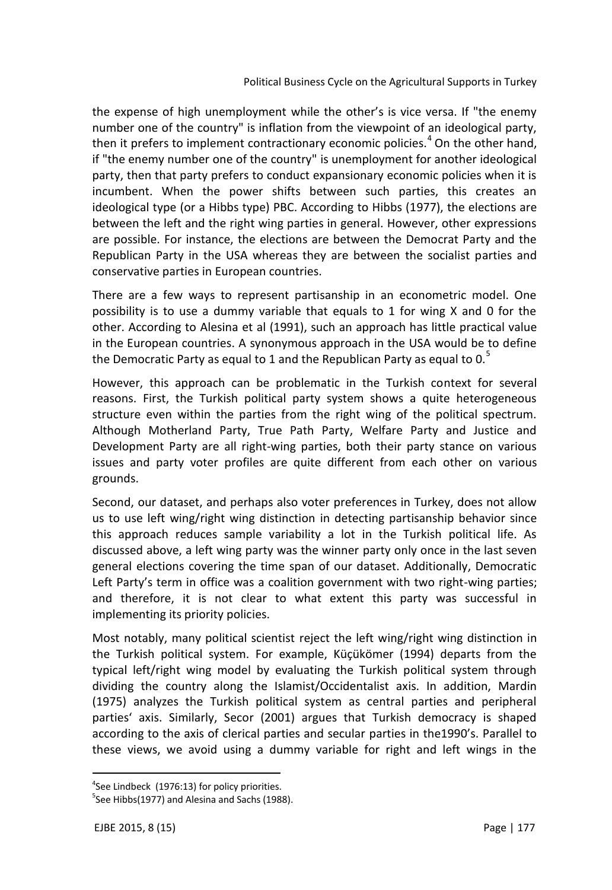the expense of high unemployment while the other's is vice versa. If "the enemy number one of the country" is inflation from the viewpoint of an ideological party, then it prefers to implement contractionary economic policies.[4] On the other hand, if "the enemy number one of the country" is unemployment for another ideological party, then that party prefers to conduct expansionary economic policies when it is incumbent. When the power shifts between such parties, this creates an ideological type (or a Hibbs type) PBC. According to Hibbs (1977), the elections are between the left and the right wing parties in general. However, other expressions are possible. For instance, the elections are between the Democrat Party and the Republican Party in the USA whereas they are between the socialist parties and conservative parties in European countries.

There are a few ways to represent partisanship in an econometric model. One possibility is to use a dummy variable that equals to 1 for wing X and 0 for the other. According to Alesina et al (1991), such an approach has little practical value in the European countries. A synonymous approach in the USA would be to define the Democratic Party as equal to 1 and the Republican Party as equal to 0.[5]

However, this approach can be problematic in the Turkish context for several reasons. First, the Turkish political party system shows a quite heterogeneous structure even within the parties from the right wing of the political spectrum. Although Motherland Party, True Path Party, Welfare Party and Justice and Development Party are all right-wing parties, both their party stance on various issues and party voter profiles are quite different from each other on various grounds.

Second, our dataset, and perhaps also voter preferences in Turkey, does not allow us to use left wing/right wing distinction in detecting partisanship behavior since this approach reduces sample variability a lot in the Turkish political life. As discussed above, a left wing party was the winner party only once in the last seven general elections covering the time span of our dataset. Additionally, Democratic Left Party's term in office was a coalition government with two right-wing parties; and therefore, it is not clear to what extent this party was successful in implementing its priority policies.

Most notably, many political scientist reject the left wing/right wing distinction in the Turkish political system. For example, Küçükömer (1994) departs from the typical left/right wing model by evaluating the Turkish political system through dividing the country along the Islamist/Occidentalist axis. In addition, Mardin (1975) analyzes the Turkish political system as central parties and peripheral parties' axis. Similarly, Secor (2001) argues that Turkish democracy is shaped according to the axis of clerical parties and secular parties in the1990's. Parallel to these views, we avoid using a dummy variable for right and left wings in the

[4] See Lindbeck (1976:13) for policy priorities.

[5] See Hibbs(1977) and Alesina and Sachs (1988).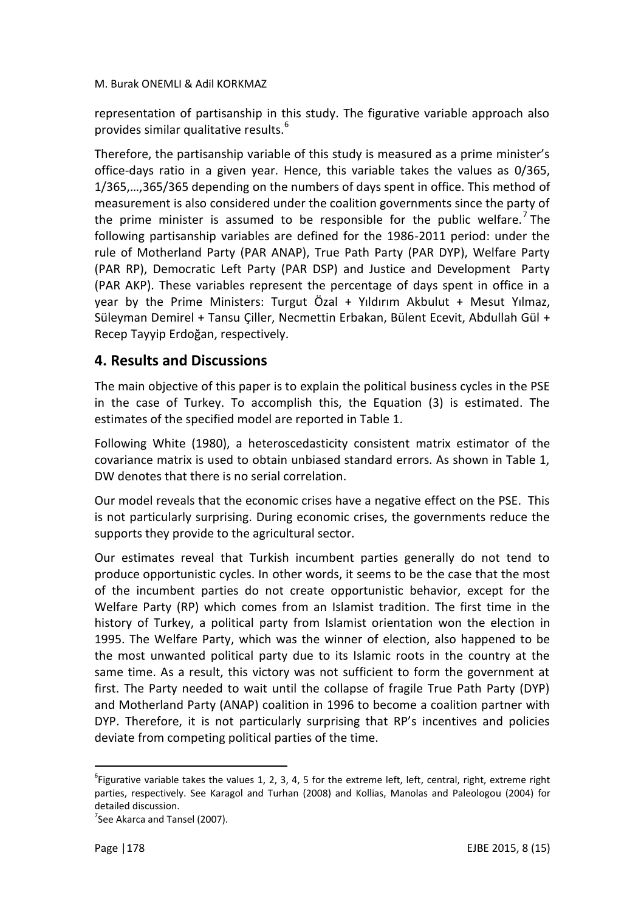representation of partisanship in this study. The figurative variable approach also provides similar qualitative results.[6]

Therefore, the partisanship variable of this study is measured as a prime minister's office-days ratio in a given year. Hence, this variable takes the values as 0/365, 1/365,…,365/365 depending on the numbers of days spent in office. This method of measurement is also considered under the coalition governments since the party of the prime minister is assumed to be responsible for the public welfare.[7] The following partisanship variables are defined for the 1986-2011 period: under the rule of Motherland Party (PAR ANAP), True Path Party (PAR DYP), Welfare Party (PAR RP), Democratic Left Party (PAR DSP) and Justice and Development Party (PAR AKP). These variables represent the percentage of days spent in office in a year by the Prime Ministers: Turgut Özal + Yıldırım Akbulut + Mesut Yılmaz, Süleyman Demirel + Tansu Çiller, Necmettin Erbakan, Bülent Ecevit, Abdullah Gül + Recep Tayyip Erdoğan, respectively.

## 4. Results and Discussions

The main objective of this paper is to explain the political business cycles in the PSE in the case of Turkey. To accomplish this, the Equation (3) is estimated. The estimates of the specified model are reported in Table 1.

Following White (1980), a heteroscedasticity consistent matrix estimator of the covariance matrix is used to obtain unbiased standard errors. As shown in Table 1, DW denotes that there is no serial correlation.

Our model reveals that the economic crises have a negative effect on the PSE. This is not particularly surprising. During economic crises, the governments reduce the supports they provide to the agricultural sector.

Our estimates reveal that Turkish incumbent parties generally do not tend to produce opportunistic cycles. In other words, it seems to be the case that the most of the incumbent parties do not create opportunistic behavior, except for the Welfare Party (RP) which comes from an Islamist tradition. The first time in the history of Turkey, a political party from Islamist orientation won the election in 1995. The Welfare Party, which was the winner of election, also happened to be the most unwanted political party due to its Islamic roots in the country at the same time. As a result, this victory was not sufficient to form the government at first. The Party needed to wait until the collapse of fragile True Path Party (DYP) and Motherland Party (ANAP) coalition in 1996 to become a coalition partner with DYP. Therefore, it is not particularly surprising that RP's incentives and policies deviate from competing political parties of the time.

---

[6] Figurative variable takes the values 1, 2, 3, 4, 5 for the extreme left, left, central, right, extreme right parties, respectively. See Karagol and Turhan (2008) and Kollias, Manolas and Paleologou (2004) for detailed discussion.

[7] See Akarca and Tansel (2007).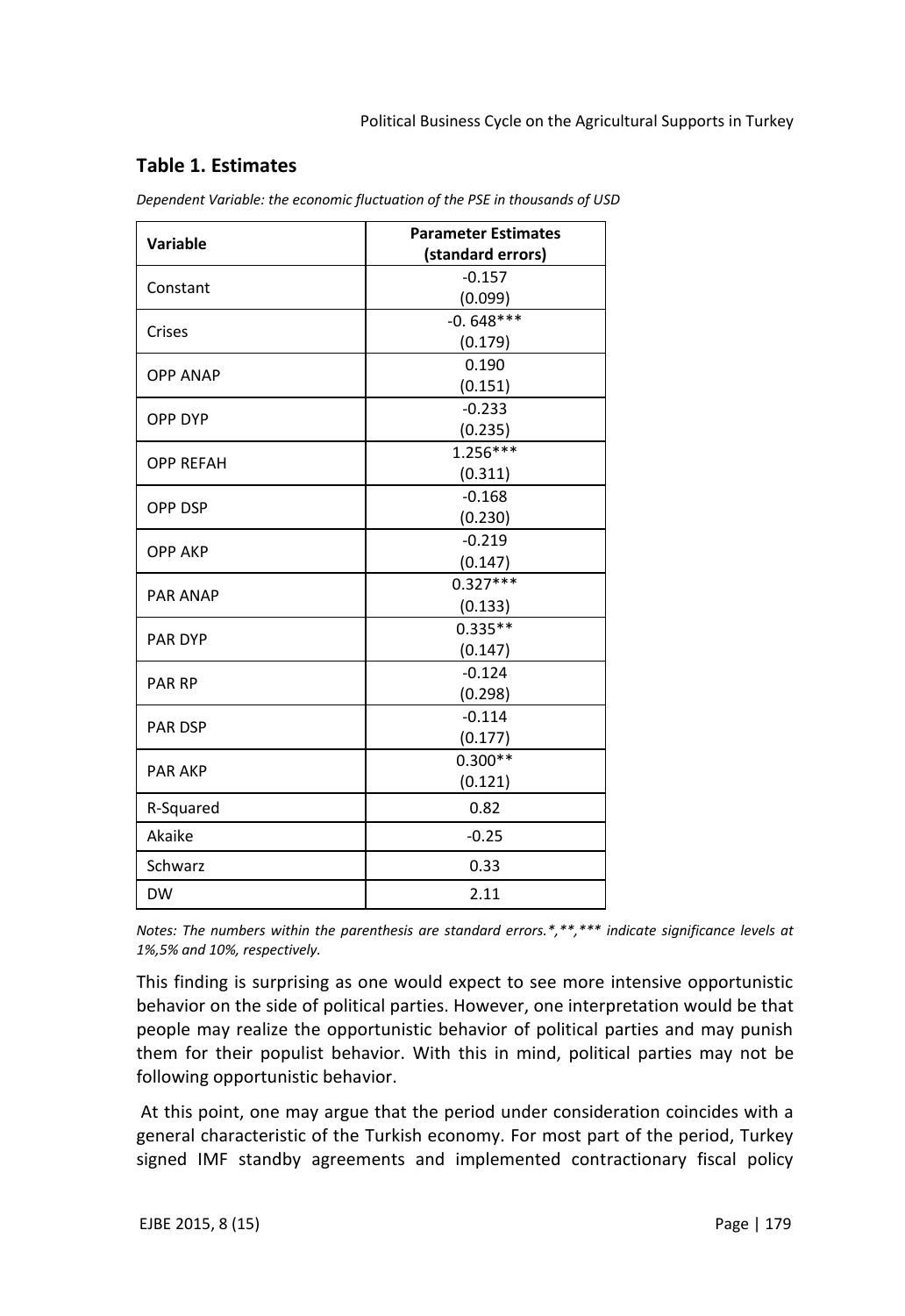## Table 1. Estimates

*Dependent Variable: the economic fluctuation of the PSE in thousands of USD*

| Variable | Parameter Estimates (standard errors) |
|---|---|
| Constant | -0.157<br>(0.099) |
| Crises | -0. 648***<br>(0.179) |
| OPP ANAP | 0.190<br>(0.151) |
| OPP DYP | -0.233<br>(0.235) |
| OPP REFAH | 1.256***<br>(0.311) |
| OPP DSP | -0.168<br>(0.230) |
| OPP AKP | -0.219<br>(0.147) |
| PAR ANAP | 0.327***<br>(0.133) |
| PAR DYP | 0.335**<br>(0.147) |
| PAR RP | -0.124<br>(0.298) |
| PAR DSP | -0.114<br>(0.177) |
| PAR AKP | 0.300**<br>(0.121) |
| R-Squared | 0.82 |
| Akaike | -0.25 |
| Schwarz | 0.33 |
| DW | 2.11 |

*Notes: The numbers within the parenthesis are standard errors.*,**,*** indicate significance levels at 1%,5% and 10%, respectively.*

This finding is surprising as one would expect to see more intensive opportunistic behavior on the side of political parties. However, one interpretation would be that people may realize the opportunistic behavior of political parties and may punish them for their populist behavior. With this in mind, political parties may not be following opportunistic behavior.

At this point, one may argue that the period under consideration coincides with a general characteristic of the Turkish economy. For most part of the period, Turkey signed IMF standby agreements and implemented contractionary fiscal policy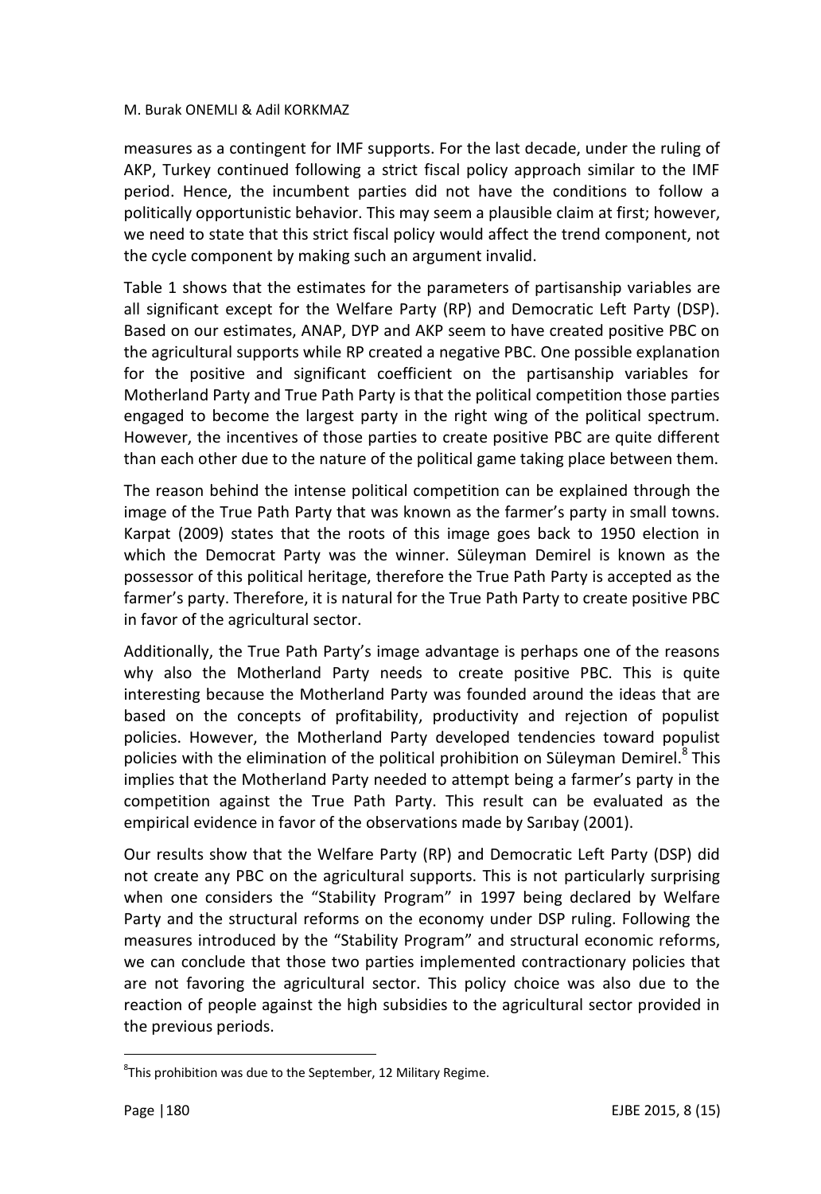measures as a contingent for IMF supports. For the last decade, under the ruling of AKP, Turkey continued following a strict fiscal policy approach similar to the IMF period. Hence, the incumbent parties did not have the conditions to follow a politically opportunistic behavior. This may seem a plausible claim at first; however, we need to state that this strict fiscal policy would affect the trend component, not the cycle component by making such an argument invalid.

Table 1 shows that the estimates for the parameters of partisanship variables are all significant except for the Welfare Party (RP) and Democratic Left Party (DSP). Based on our estimates, ANAP, DYP and AKP seem to have created positive PBC on the agricultural supports while RP created a negative PBC. One possible explanation for the positive and significant coefficient on the partisanship variables for Motherland Party and True Path Party is that the political competition those parties engaged to become the largest party in the right wing of the political spectrum. However, the incentives of those parties to create positive PBC are quite different than each other due to the nature of the political game taking place between them.

The reason behind the intense political competition can be explained through the image of the True Path Party that was known as the farmer's party in small towns. Karpat (2009) states that the roots of this image goes back to 1950 election in which the Democrat Party was the winner. Süleyman Demirel is known as the possessor of this political heritage, therefore the True Path Party is accepted as the farmer's party. Therefore, it is natural for the True Path Party to create positive PBC in favor of the agricultural sector.

Additionally, the True Path Party's image advantage is perhaps one of the reasons why also the Motherland Party needs to create positive PBC. This is quite interesting because the Motherland Party was founded around the ideas that are based on the concepts of profitability, productivity and rejection of populist policies. However, the Motherland Party developed tendencies toward populist policies with the elimination of the political prohibition on Süleyman Demirel.[8] This implies that the Motherland Party needed to attempt being a farmer's party in the competition against the True Path Party. This result can be evaluated as the empirical evidence in favor of the observations made by Sarıbay (2001).

Our results show that the Welfare Party (RP) and Democratic Left Party (DSP) did not create any PBC on the agricultural supports. This is not particularly surprising when one considers the "Stability Program" in 1997 being declared by Welfare Party and the structural reforms on the economy under DSP ruling. Following the measures introduced by the "Stability Program" and structural economic reforms, we can conclude that those two parties implemented contractionary policies that are not favoring the agricultural sector. This policy choice was also due to the reaction of people against the high subsidies to the agricultural sector provided in the previous periods.

[8] This prohibition was due to the September, 12 Military Regime.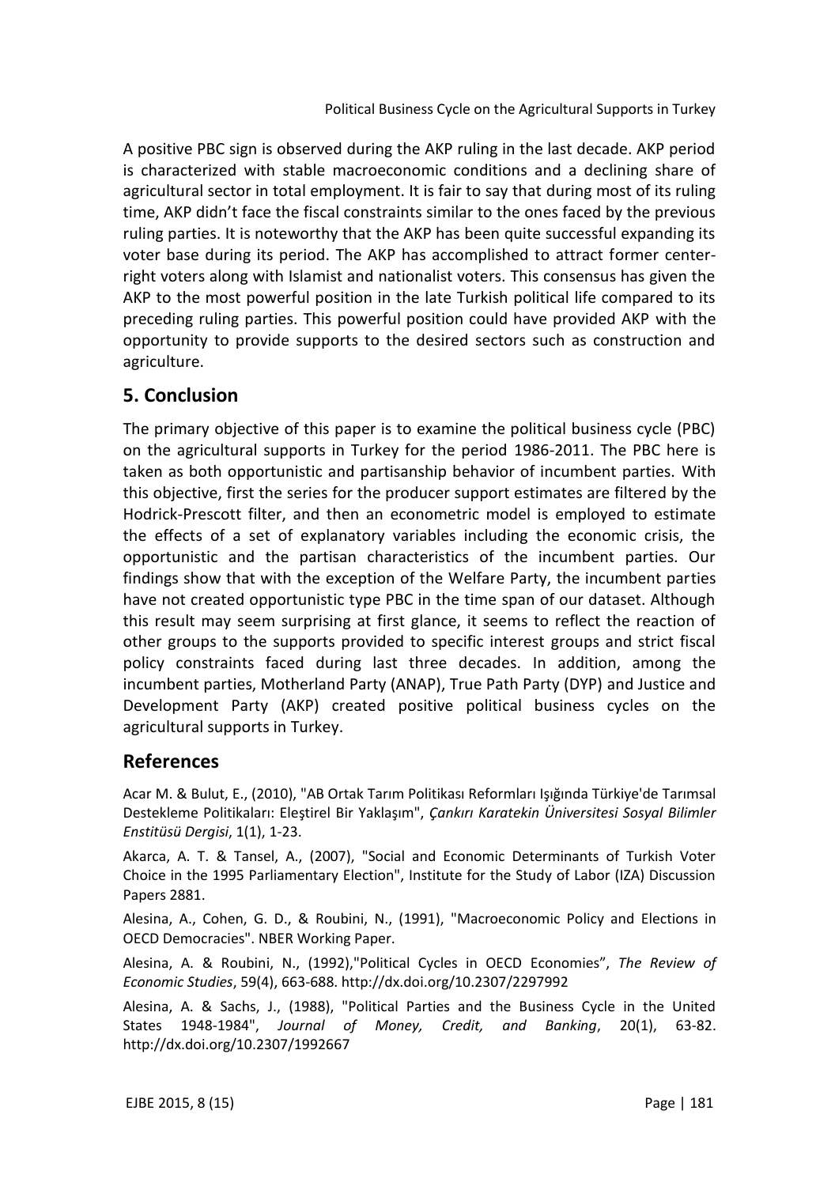A positive PBC sign is observed during the AKP ruling in the last decade. AKP period is characterized with stable macroeconomic conditions and a declining share of agricultural sector in total employment. It is fair to say that during most of its ruling time, AKP didn't face the fiscal constraints similar to the ones faced by the previous ruling parties. It is noteworthy that the AKP has been quite successful expanding its voter base during its period. The AKP has accomplished to attract former center-right voters along with Islamist and nationalist voters. This consensus has given the AKP to the most powerful position in the late Turkish political life compared to its preceding ruling parties. This powerful position could have provided AKP with the opportunity to provide supports to the desired sectors such as construction and agriculture.

## 5. Conclusion

The primary objective of this paper is to examine the political business cycle (PBC) on the agricultural supports in Turkey for the period 1986-2011. The PBC here is taken as both opportunistic and partisanship behavior of incumbent parties. With this objective, first the series for the producer support estimates are filtered by the Hodrick-Prescott filter, and then an econometric model is employed to estimate the effects of a set of explanatory variables including the economic crisis, the opportunistic and the partisan characteristics of the incumbent parties. Our findings show that with the exception of the Welfare Party, the incumbent parties have not created opportunistic type PBC in the time span of our dataset. Although this result may seem surprising at first glance, it seems to reflect the reaction of other groups to the supports provided to specific interest groups and strict fiscal policy constraints faced during last three decades. In addition, among the incumbent parties, Motherland Party (ANAP), True Path Party (DYP) and Justice and Development Party (AKP) created positive political business cycles on the agricultural supports in Turkey.

## References

Acar M. & Bulut, E., (2010), "AB Ortak Tarım Politikası Reformları Işığında Türkiye'de Tarımsal Destekleme Politikaları: Eleştirel Bir Yaklaşım", *Çankırı Karatekin Üniversitesi Sosyal Bilimler Enstitüsü Dergisi*, 1(1), 1-23.

Akarca, A. T. & Tansel, A., (2007), "Social and Economic Determinants of Turkish Voter Choice in the 1995 Parliamentary Election", Institute for the Study of Labor (IZA) Discussion Papers 2881.

Alesina, A., Cohen, G. D., & Roubini, N., (1991), "Macroeconomic Policy and Elections in OECD Democracies". NBER Working Paper.

Alesina, A. & Roubini, N., (1992),"Political Cycles in OECD Economies", *The Review of Economic Studies*, 59(4), 663-688. http://dx.doi.org/10.2307/2297992

Alesina, A. & Sachs, J., (1988), "Political Parties and the Business Cycle in the United States 1948-1984", *Journal of Money, Credit, and Banking*, 20(1), 63-82. http://dx.doi.org/10.2307/1992667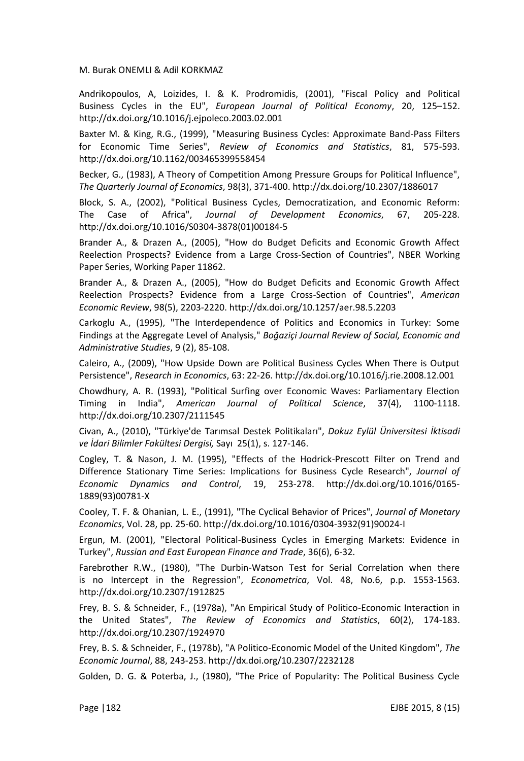Andrikopoulos, A, Loizides, I. & K. Prodromidis, (2001), "Fiscal Policy and Political Business Cycles in the EU", *European Journal of Political Economy*, 20, 125–152. http://dx.doi.org/10.1016/j.ejpoleco.2003.02.001

Baxter M. & King, R.G., (1999), "Measuring Business Cycles: Approximate Band-Pass Filters for Economic Time Series", *Review of Economics and Statistics*, 81, 575-593. http://dx.doi.org/10.1162/003465399558454

Becker, G., (1983), A Theory of Competition Among Pressure Groups for Political Influence", *The Quarterly Journal of Economics*, 98(3), 371-400. http://dx.doi.org/10.2307/1886017

Block, S. A., (2002), "Political Business Cycles, Democratization, and Economic Reform: The Case of Africa", *Journal of Development Economics*, 67, 205-228. http://dx.doi.org/10.1016/S0304-3878(01)00184-5

Brander A., & Drazen A., (2005), "How do Budget Deficits and Economic Growth Affect Reelection Prospects? Evidence from a Large Cross-Section of Countries", NBER Working Paper Series, Working Paper 11862.

Brander A., & Drazen A., (2005), "How do Budget Deficits and Economic Growth Affect Reelection Prospects? Evidence from a Large Cross-Section of Countries", *American Economic Review*, 98(5), 2203-2220. http://dx.doi.org/10.1257/aer.98.5.2203

Carkoglu A., (1995), "The Interdependence of Politics and Economics in Turkey: Some Findings at the Aggregate Level of Analysis," *Boğaziçi Journal Review of Social, Economic and Administrative Studies*, 9 (2), 85-108.

Caleiro, A., (2009), "How Upside Down are Political Business Cycles When There is Output Persistence", *Research in Economics*, 63: 22-26. http://dx.doi.org/10.1016/j.rie.2008.12.001

Chowdhury, A. R. (1993), "Political Surfing over Economic Waves: Parliamentary Election Timing in India", *American Journal of Political Science*, 37(4), 1100-1118. http://dx.doi.org/10.2307/2111545

Civan, A., (2010), "Türkiye'de Tarımsal Destek Politikaları", *Dokuz Eylül Üniversitesi İktisadi ve İdari Bilimler Fakültesi Dergisi,* Sayı 25(1), s. 127-146.

Cogley, T. & Nason, J. M. (1995), "Effects of the Hodrick-Prescott Filter on Trend and Difference Stationary Time Series: Implications for Business Cycle Research", *Journal of Economic Dynamics and Control*, 19, 253-278. http://dx.doi.org/10.1016/0165-1889(93)00781-X

Cooley, T. F. & Ohanian, L. E., (1991), "The Cyclical Behavior of Prices", *Journal of Monetary Economics*, Vol. 28, pp. 25-60. http://dx.doi.org/10.1016/0304-3932(91)90024-I

Ergun, M. (2001), "Electoral Political-Business Cycles in Emerging Markets: Evidence in Turkey", *Russian and East European Finance and Trade*, 36(6), 6-32.

Farebrother R.W., (1980), "The Durbin-Watson Test for Serial Correlation when there is no Intercept in the Regression", *Econometrica*, Vol. 48, No.6, p.p. 1553-1563. http://dx.doi.org/10.2307/1912825

Frey, B. S. & Schneider, F., (1978a), "An Empirical Study of Politico-Economic Interaction in the United States", *The Review of Economics and Statistics*, 60(2), 174-183. http://dx.doi.org/10.2307/1924970

Frey, B. S. & Schneider, F., (1978b), "A Politico-Economic Model of the United Kingdom", *The Economic Journal*, 88, 243-253. http://dx.doi.org/10.2307/2232128

Golden, D. G. & Poterba, J., (1980), "The Price of Popularity: The Political Business Cycle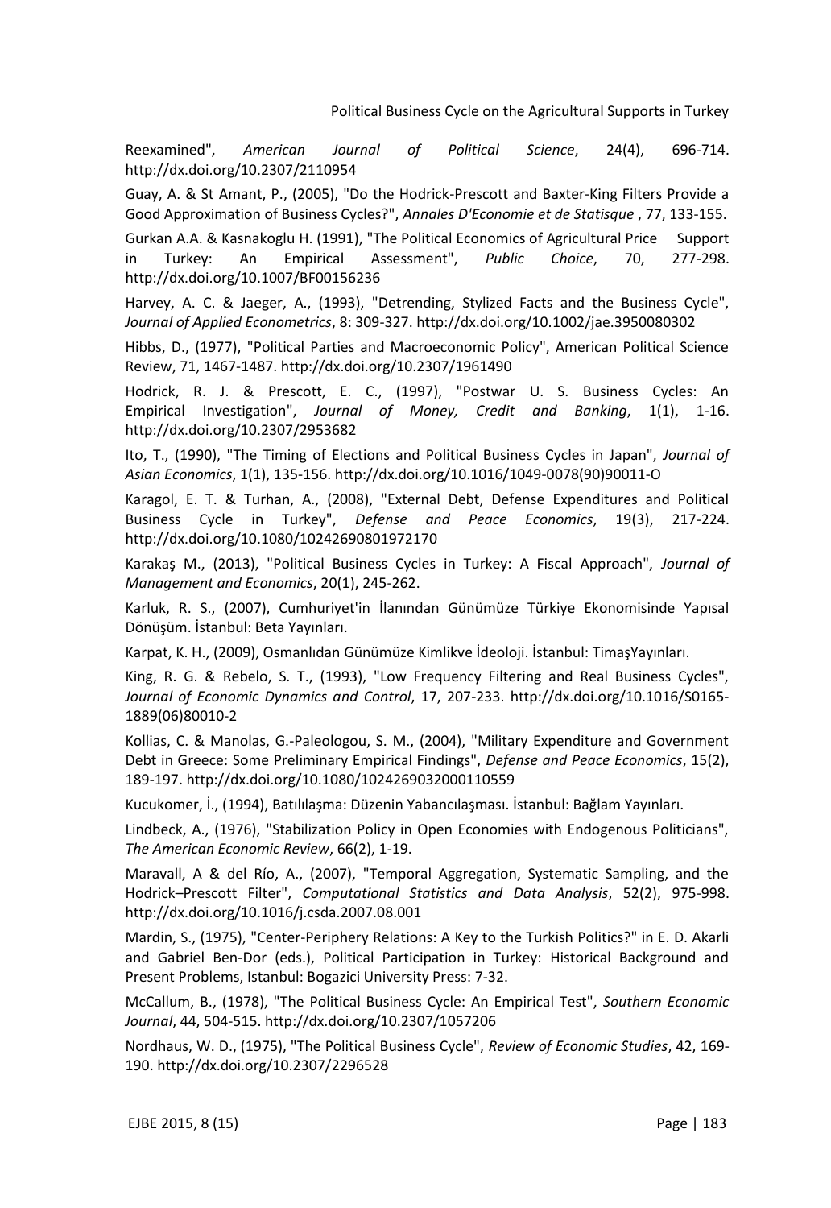Reexamined", *American Journal of Political Science*, 24(4), 696-714. http://dx.doi.org/10.2307/2110954

Guay, A. & St Amant, P., (2005), "Do the Hodrick-Prescott and Baxter-King Filters Provide a Good Approximation of Business Cycles?", *Annales D'Economie et de Statisque* , 77, 133-155.

Gurkan A.A. & Kasnakoglu H. (1991), "The Political Economics of Agricultural Price Support in Turkey: An Empirical Assessment", *Public Choice*, 70, 277-298. http://dx.doi.org/10.1007/BF00156236

Harvey, A. C. & Jaeger, A., (1993), "Detrending, Stylized Facts and the Business Cycle", *Journal of Applied Econometrics*, 8: 309-327. http://dx.doi.org/10.1002/jae.3950080302

Hibbs, D., (1977), "Political Parties and Macroeconomic Policy", American Political Science Review, 71, 1467-1487. http://dx.doi.org/10.2307/1961490

Hodrick, R. J. & Prescott, E. C., (1997), "Postwar U. S. Business Cycles: An Empirical Investigation", *Journal of Money, Credit and Banking*, 1(1), 1-16. http://dx.doi.org/10.2307/2953682

Ito, T., (1990), "The Timing of Elections and Political Business Cycles in Japan", *Journal of Asian Economics*, 1(1), 135-156. http://dx.doi.org/10.1016/1049-0078(90)90011-O

Karagol, E. T. & Turhan, A., (2008), "External Debt, Defense Expenditures and Political Business Cycle in Turkey", *Defense and Peace Economics*, 19(3), 217-224. http://dx.doi.org/10.1080/10242690801972170

Karakaş M., (2013), "Political Business Cycles in Turkey: A Fiscal Approach", *Journal of Management and Economics*, 20(1), 245-262.

Karluk, R. S., (2007), Cumhuriyet'in İlanından Günümüze Türkiye Ekonomisinde Yapısal Dönüşüm. İstanbul: Beta Yayınları.

Karpat, K. H., (2009), Osmanlıdan Günümüze Kimlikve İdeoloji. İstanbul: TimaşYayınları.

King, R. G. & Rebelo, S. T., (1993), "Low Frequency Filtering and Real Business Cycles", *Journal of Economic Dynamics and Control*, 17, 207-233. http://dx.doi.org/10.1016/S0165-1889(06)80010-2

Kollias, C. & Manolas, G.-Paleologou, S. M., (2004), "Military Expenditure and Government Debt in Greece: Some Preliminary Empirical Findings", *Defense and Peace Economics*, 15(2), 189-197. http://dx.doi.org/10.1080/1024269032000110559

Kucukomer, İ., (1994), Batılılaşma: Düzenin Yabancılaşması. İstanbul: Bağlam Yayınları.

Lindbeck, A., (1976), "Stabilization Policy in Open Economies with Endogenous Politicians", *The American Economic Review*, 66(2), 1-19.

Maravall, A & del Río, A., (2007), "Temporal Aggregation, Systematic Sampling, and the Hodrick–Prescott Filter", *Computational Statistics and Data Analysis*, 52(2), 975-998. http://dx.doi.org/10.1016/j.csda.2007.08.001

Mardin, S., (1975), "Center-Periphery Relations: A Key to the Turkish Politics?" in E. D. Akarli and Gabriel Ben-Dor (eds.), Political Participation in Turkey: Historical Background and Present Problems, Istanbul: Bogazici University Press: 7-32.

McCallum, B., (1978), "The Political Business Cycle: An Empirical Test", *Southern Economic Journal*, 44, 504-515. http://dx.doi.org/10.2307/1057206

Nordhaus, W. D., (1975), "The Political Business Cycle", *Review of Economic Studies*, 42, 169-190. http://dx.doi.org/10.2307/2296528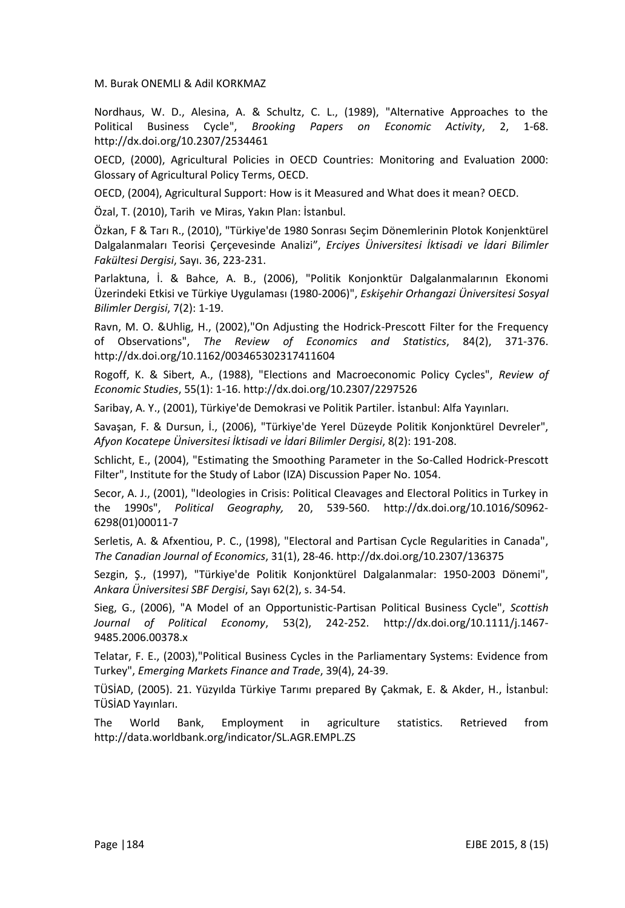Nordhaus, W. D., Alesina, A. & Schultz, C. L., (1989), "Alternative Approaches to the Political Business Cycle", *Brooking Papers on Economic Activity*, 2, 1-68. http://dx.doi.org/10.2307/2534461

OECD, (2000), Agricultural Policies in OECD Countries: Monitoring and Evaluation 2000: Glossary of Agricultural Policy Terms, OECD.

OECD, (2004), Agricultural Support: How is it Measured and What does it mean? OECD.

Özal, T. (2010), Tarih ve Miras, Yakın Plan: İstanbul.

Özkan, F & Tarı R., (2010), "Türkiye'de 1980 Sonrası Seçim Dönemlerinin Plotok Konjenktürel Dalgalanmaları Teorisi Çerçevesinde Analizi", *Erciyes Üniversitesi İktisadi ve İdari Bilimler Fakültesi Dergisi*, Sayı. 36, 223-231.

Parlaktuna, İ. & Bahce, A. B., (2006), "Politik Konjonktür Dalgalanmalarının Ekonomi Üzerindeki Etkisi ve Türkiye Uygulaması (1980-2006)", *Eskişehir Orhangazi Üniversitesi Sosyal Bilimler Dergisi*, 7(2): 1-19.

Ravn, M. O. &Uhlig, H., (2002),"On Adjusting the Hodrick-Prescott Filter for the Frequency of Observations", *The Review of Economics and Statistics*, 84(2), 371-376. http://dx.doi.org/10.1162/003465302317411604

Rogoff, K. & Sibert, A., (1988), "Elections and Macroeconomic Policy Cycles", *Review of Economic Studies*, 55(1): 1-16. http://dx.doi.org/10.2307/2297526

Saribay, A. Y., (2001), Türkiye'de Demokrasi ve Politik Partiler. İstanbul: Alfa Yayınları.

Savaşan, F. & Dursun, İ., (2006), "Türkiye'de Yerel Düzeyde Politik Konjonktürel Devreler", *Afyon Kocatepe Üniversitesi İktisadi ve İdari Bilimler Dergisi*, 8(2): 191-208.

Schlicht, E., (2004), "Estimating the Smoothing Parameter in the So-Called Hodrick-Prescott Filter", Institute for the Study of Labor (IZA) Discussion Paper No. 1054.

Secor, A. J., (2001), "Ideologies in Crisis: Political Cleavages and Electoral Politics in Turkey in the 1990s", *Political Geography,* 20, 539-560. http://dx.doi.org/10.1016/S0962-6298(01)00011-7

Serletis, A. & Afxentiou, P. C., (1998), "Electoral and Partisan Cycle Regularities in Canada", *The Canadian Journal of Economics*, 31(1), 28-46. http://dx.doi.org/10.2307/136375

Sezgin, Ş., (1997), "Türkiye'de Politik Konjonktürel Dalgalanmalar: 1950-2003 Dönemi", *Ankara Üniversitesi SBF Dergisi*, Sayı 62(2), s. 34-54.

Sieg, G., (2006), "A Model of an Opportunistic-Partisan Political Business Cycle", *Scottish Journal of Political Economy*, 53(2), 242-252. http://dx.doi.org/10.1111/j.1467-9485.2006.00378.x

Telatar, F. E., (2003),"Political Business Cycles in the Parliamentary Systems: Evidence from Turkey", *Emerging Markets Finance and Trade*, 39(4), 24-39.

TÜSİAD, (2005). 21. Yüzyılda Türkiye Tarımı prepared By Çakmak, E. & Akder, H., İstanbul: TÜSİAD Yayınları.

The World Bank, Employment in agriculture statistics. Retrieved from http://data.worldbank.org/indicator/SL.AGR.EMPL.ZS